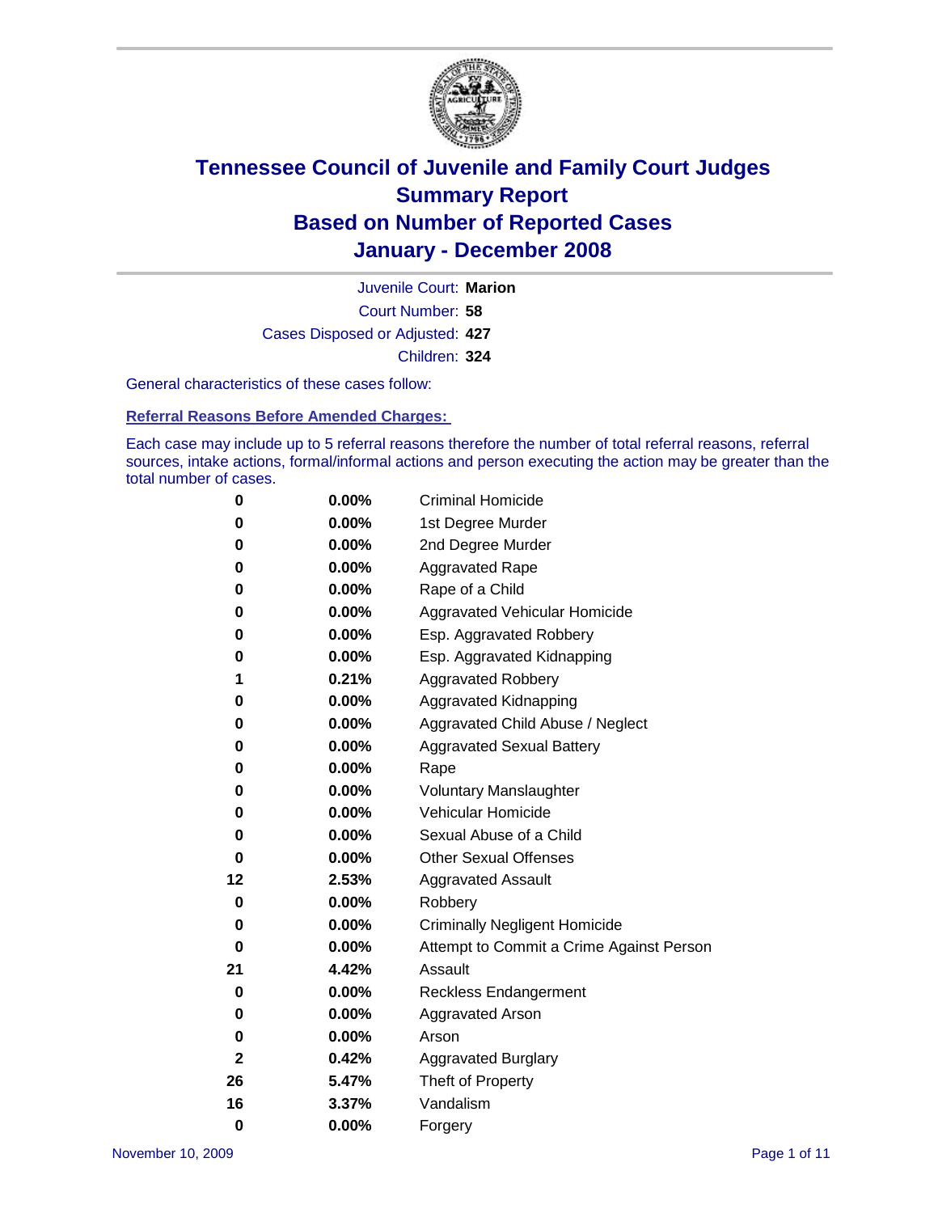# Tennessee Council of Juvenile and Family Court Judges
## Summary Report
## Based on Number of Reported Cases
## January - December 2008

Juvenile Court: **Marion**

Court Number: **58**

Cases Disposed or Adjusted: **427**

Children: **324**

General characteristics of these cases follow:

### Referral Reasons Before Amended Charges:

Each case may include up to 5 referral reasons therefore the number of total referral reasons, referral sources, intake actions, formal/informal actions and person executing the action may be greater than the total number of cases.

| | | |
|---|---|---|
| 0 | 0.00% | Criminal Homicide |
| 0 | 0.00% | 1st Degree Murder |
| 0 | 0.00% | 2nd Degree Murder |
| 0 | 0.00% | Aggravated Rape |
| 0 | 0.00% | Rape of a Child |
| 0 | 0.00% | Aggravated Vehicular Homicide |
| 0 | 0.00% | Esp. Aggravated Robbery |
| 0 | 0.00% | Esp. Aggravated Kidnapping |
| 1 | 0.21% | Aggravated Robbery |
| 0 | 0.00% | Aggravated Kidnapping |
| 0 | 0.00% | Aggravated Child Abuse / Neglect |
| 0 | 0.00% | Aggravated Sexual Battery |
| 0 | 0.00% | Rape |
| 0 | 0.00% | Voluntary Manslaughter |
| 0 | 0.00% | Vehicular Homicide |
| 0 | 0.00% | Sexual Abuse of a Child |
| 0 | 0.00% | Other Sexual Offenses |
| 12 | 2.53% | Aggravated Assault |
| 0 | 0.00% | Robbery |
| 0 | 0.00% | Criminally Negligent Homicide |
| 0 | 0.00% | Attempt to Commit a Crime Against Person |
| 21 | 4.42% | Assault |
| 0 | 0.00% | Reckless Endangerment |
| 0 | 0.00% | Aggravated Arson |
| 0 | 0.00% | Arson |
| 2 | 0.42% | Aggravated Burglary |
| 26 | 5.47% | Theft of Property |
| 16 | 3.37% | Vandalism |
| 0 | 0.00% | Forgery |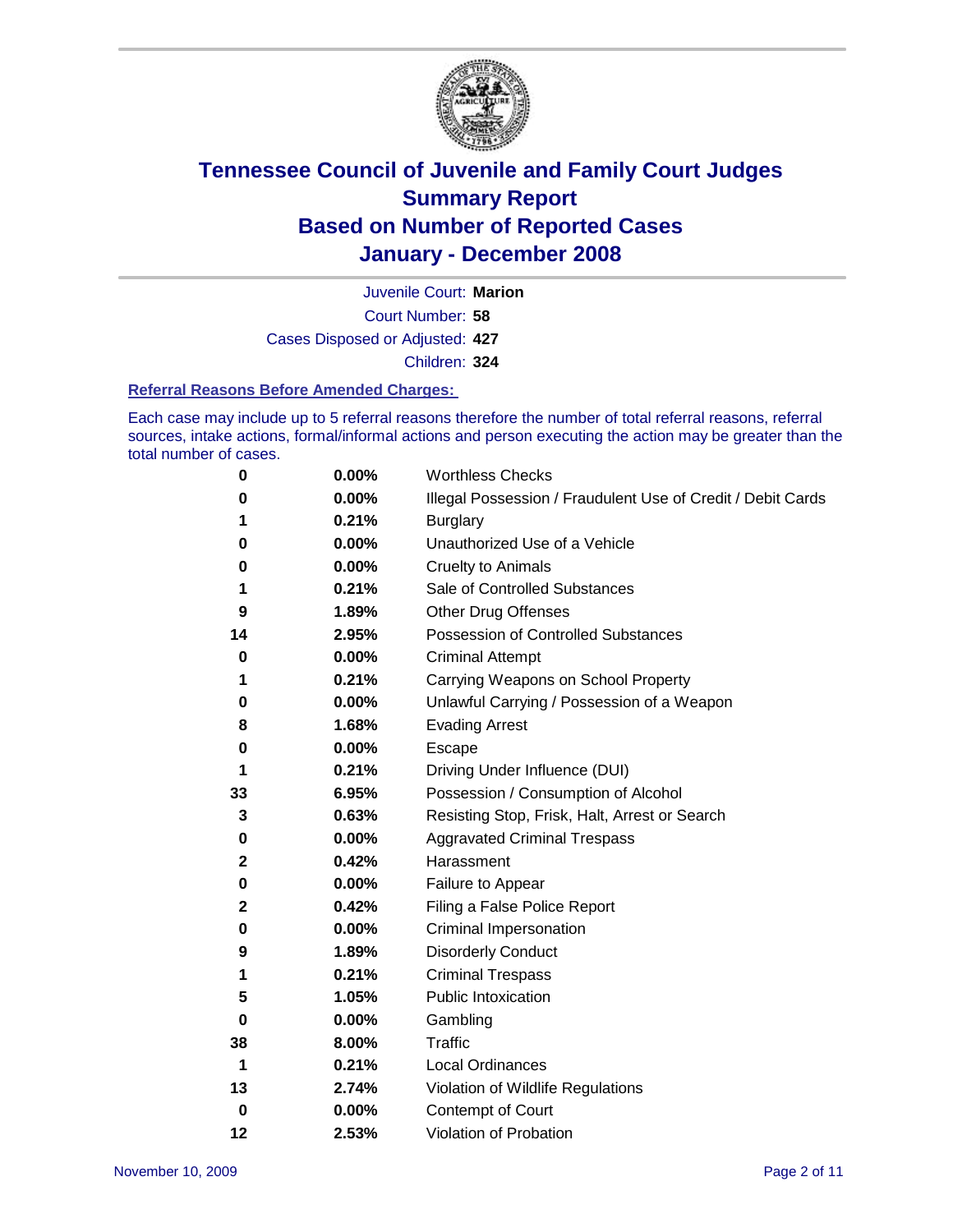# Tennessee Council of Juvenile and Family Court Judges
## Summary Report
## Based on Number of Reported Cases
## January - December 2008

Juvenile Court: **Marion**

Court Number: **58**

Cases Disposed or Adjusted: **427**

Children: **324**

### Referral Reasons Before Amended Charges:

Each case may include up to 5 referral reasons therefore the number of total referral reasons, referral sources, intake actions, formal/informal actions and person executing the action may be greater than the total number of cases.

| Count | Percent | Referral Reason |
|---|---|---|
| 0 | 0.00% | Worthless Checks |
| 0 | 0.00% | Illegal Possession / Fraudulent Use of Credit / Debit Cards |
| 1 | 0.21% | Burglary |
| 0 | 0.00% | Unauthorized Use of a Vehicle |
| 0 | 0.00% | Cruelty to Animals |
| 1 | 0.21% | Sale of Controlled Substances |
| 9 | 1.89% | Other Drug Offenses |
| 14 | 2.95% | Possession of Controlled Substances |
| 0 | 0.00% | Criminal Attempt |
| 1 | 0.21% | Carrying Weapons on School Property |
| 0 | 0.00% | Unlawful Carrying / Possession of a Weapon |
| 8 | 1.68% | Evading Arrest |
| 0 | 0.00% | Escape |
| 1 | 0.21% | Driving Under Influence (DUI) |
| 33 | 6.95% | Possession / Consumption of Alcohol |
| 3 | 0.63% | Resisting Stop, Frisk, Halt, Arrest or Search |
| 0 | 0.00% | Aggravated Criminal Trespass |
| 2 | 0.42% | Harassment |
| 0 | 0.00% | Failure to Appear |
| 2 | 0.42% | Filing a False Police Report |
| 0 | 0.00% | Criminal Impersonation |
| 9 | 1.89% | Disorderly Conduct |
| 1 | 0.21% | Criminal Trespass |
| 5 | 1.05% | Public Intoxication |
| 0 | 0.00% | Gambling |
| 38 | 8.00% | Traffic |
| 1 | 0.21% | Local Ordinances |
| 13 | 2.74% | Violation of Wildlife Regulations |
| 0 | 0.00% | Contempt of Court |
| 12 | 2.53% | Violation of Probation |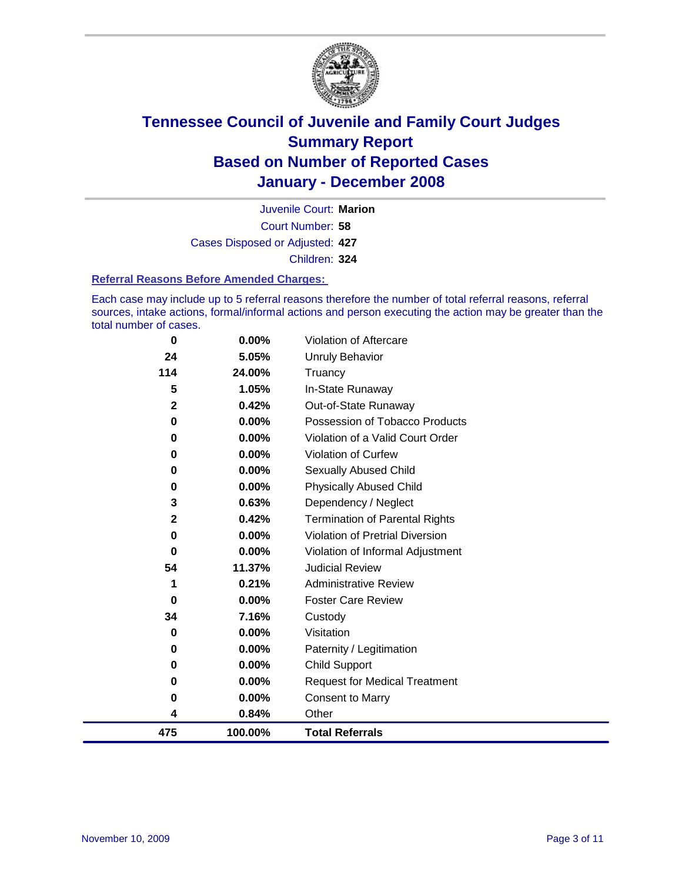# Tennessee Council of Juvenile and Family Court Judges
# Summary Report
# Based on Number of Reported Cases
# January - December 2008

Juvenile Court: **Marion**

Court Number: **58**

Cases Disposed or Adjusted: **427**

Children: **324**

### Referral Reasons Before Amended Charges:

Each case may include up to 5 referral reasons therefore the number of total referral reasons, referral sources, intake actions, formal/informal actions and person executing the action may be greater than the total number of cases.

| | | |
|---|---|---|
| 0 | 0.00% | Violation of Aftercare |
| 24 | 5.05% | Unruly Behavior |
| 114 | 24.00% | Truancy |
| 5 | 1.05% | In-State Runaway |
| 2 | 0.42% | Out-of-State Runaway |
| 0 | 0.00% | Possession of Tobacco Products |
| 0 | 0.00% | Violation of a Valid Court Order |
| 0 | 0.00% | Violation of Curfew |
| 0 | 0.00% | Sexually Abused Child |
| 0 | 0.00% | Physically Abused Child |
| 3 | 0.63% | Dependency / Neglect |
| 2 | 0.42% | Termination of Parental Rights |
| 0 | 0.00% | Violation of Pretrial Diversion |
| 0 | 0.00% | Violation of Informal Adjustment |
| 54 | 11.37% | Judicial Review |
| 1 | 0.21% | Administrative Review |
| 0 | 0.00% | Foster Care Review |
| 34 | 7.16% | Custody |
| 0 | 0.00% | Visitation |
| 0 | 0.00% | Paternity / Legitimation |
| 0 | 0.00% | Child Support |
| 0 | 0.00% | Request for Medical Treatment |
| 0 | 0.00% | Consent to Marry |
| 4 | 0.84% | Other |
| **475** | **100.00%** | **Total Referrals** |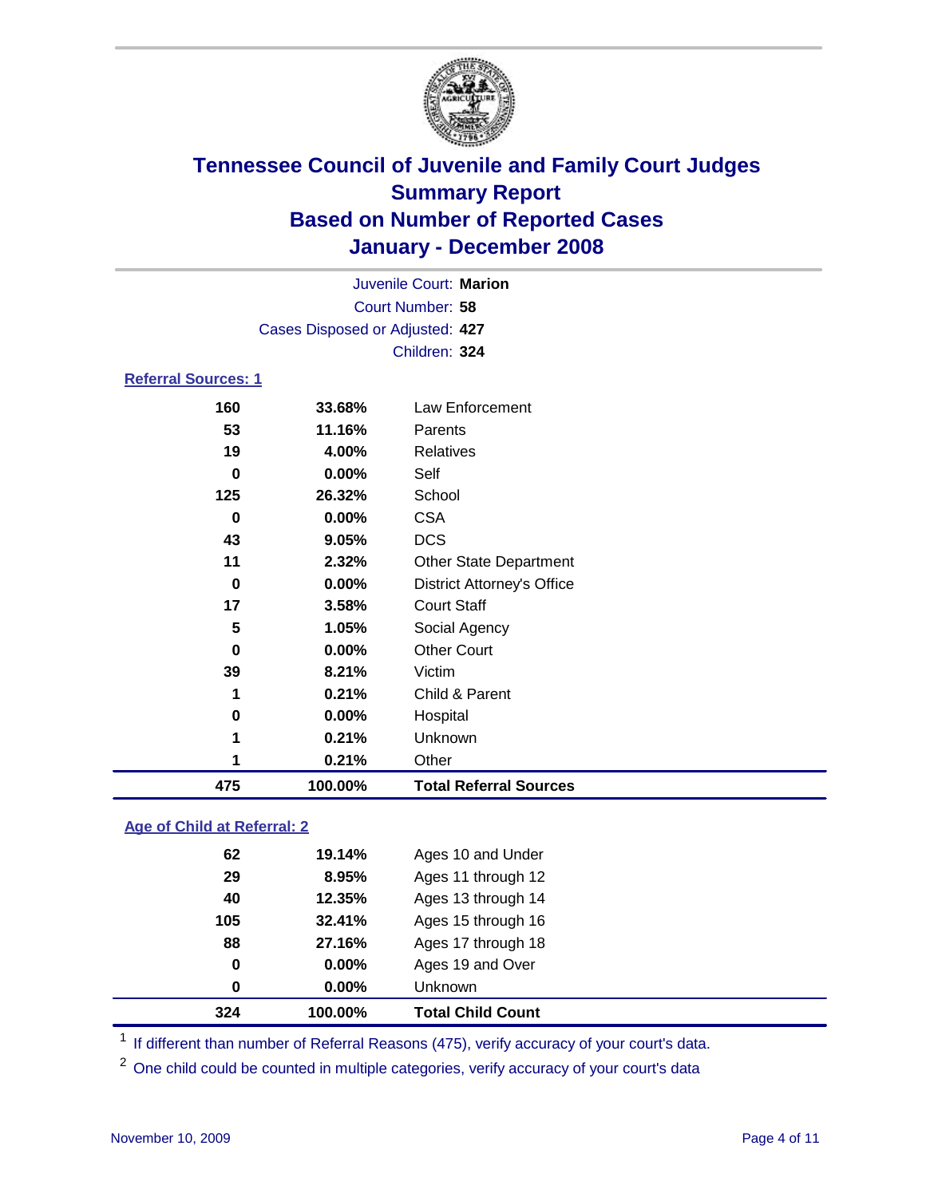# Tennessee Council of Juvenile and Family Court Judges
## Summary Report
## Based on Number of Reported Cases
## January - December 2008

Juvenile Court: **Marion**
Court Number: **58**
Cases Disposed or Adjusted: **427**
Children: **324**

### Referral Sources: 1

| | | |
|---|---|---|
| 160 | 33.68% | Law Enforcement |
| 53 | 11.16% | Parents |
| 19 | 4.00% | Relatives |
| 0 | 0.00% | Self |
| 125 | 26.32% | School |
| 0 | 0.00% | CSA |
| 43 | 9.05% | DCS |
| 11 | 2.32% | Other State Department |
| 0 | 0.00% | District Attorney's Office |
| 17 | 3.58% | Court Staff |
| 5 | 1.05% | Social Agency |
| 0 | 0.00% | Other Court |
| 39 | 8.21% | Victim |
| 1 | 0.21% | Child & Parent |
| 0 | 0.00% | Hospital |
| 1 | 0.21% | Unknown |
| 1 | 0.21% | Other |
| **475** | **100.00%** | **Total Referral Sources** |

### Age of Child at Referral: 2

| | | |
|---|---|---|
| 62 | 19.14% | Ages 10 and Under |
| 29 | 8.95% | Ages 11 through 12 |
| 40 | 12.35% | Ages 13 through 14 |
| 105 | 32.41% | Ages 15 through 16 |
| 88 | 27.16% | Ages 17 through 18 |
| 0 | 0.00% | Ages 19 and Over |
| 0 | 0.00% | Unknown |
| **324** | **100.00%** | **Total Child Count** |

[1] If different than number of Referral Reasons (475), verify accuracy of your court's data.

[2] One child could be counted in multiple categories, verify accuracy of your court's data

November 10, 2009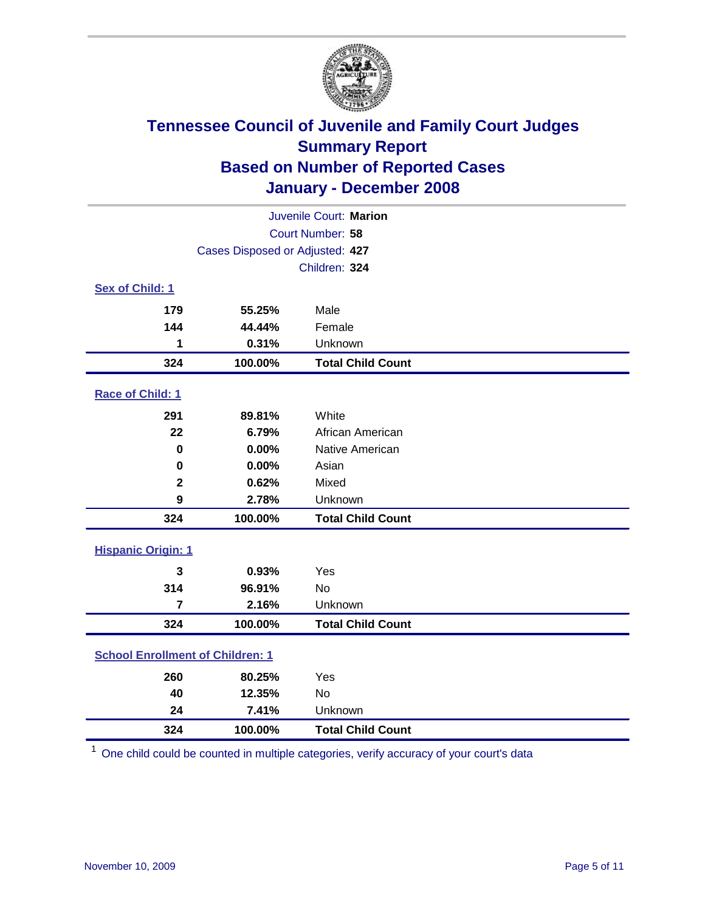# Tennessee Council of Juvenile and Family Court Judges
## Summary Report
## Based on Number of Reported Cases
## January - December 2008

Juvenile Court: **Marion**
Court Number: **58**
Cases Disposed or Adjusted: **427**
Children: **324**

### Sex of Child: 1

| | | |
|---|---|---|
| 179 | 55.25% | Male |
| 144 | 44.44% | Female |
| 1 | 0.31% | Unknown |
| **324** | **100.00%** | **Total Child Count** |

### Race of Child: 1

| | | |
|---|---|---|
| 291 | 89.81% | White |
| 22 | 6.79% | African American |
| 0 | 0.00% | Native American |
| 0 | 0.00% | Asian |
| 2 | 0.62% | Mixed |
| 9 | 2.78% | Unknown |
| **324** | **100.00%** | **Total Child Count** |

### Hispanic Origin: 1

| | | |
|---|---|---|
| 3 | 0.93% | Yes |
| 314 | 96.91% | No |
| 7 | 2.16% | Unknown |
| **324** | **100.00%** | **Total Child Count** |

### School Enrollment of Children: 1

| | | |
|---|---|---|
| 260 | 80.25% | Yes |
| 40 | 12.35% | No |
| 24 | 7.41% | Unknown |
| **324** | **100.00%** | **Total Child Count** |

[1] One child could be counted in multiple categories, verify accuracy of your court's data

November 10, 2009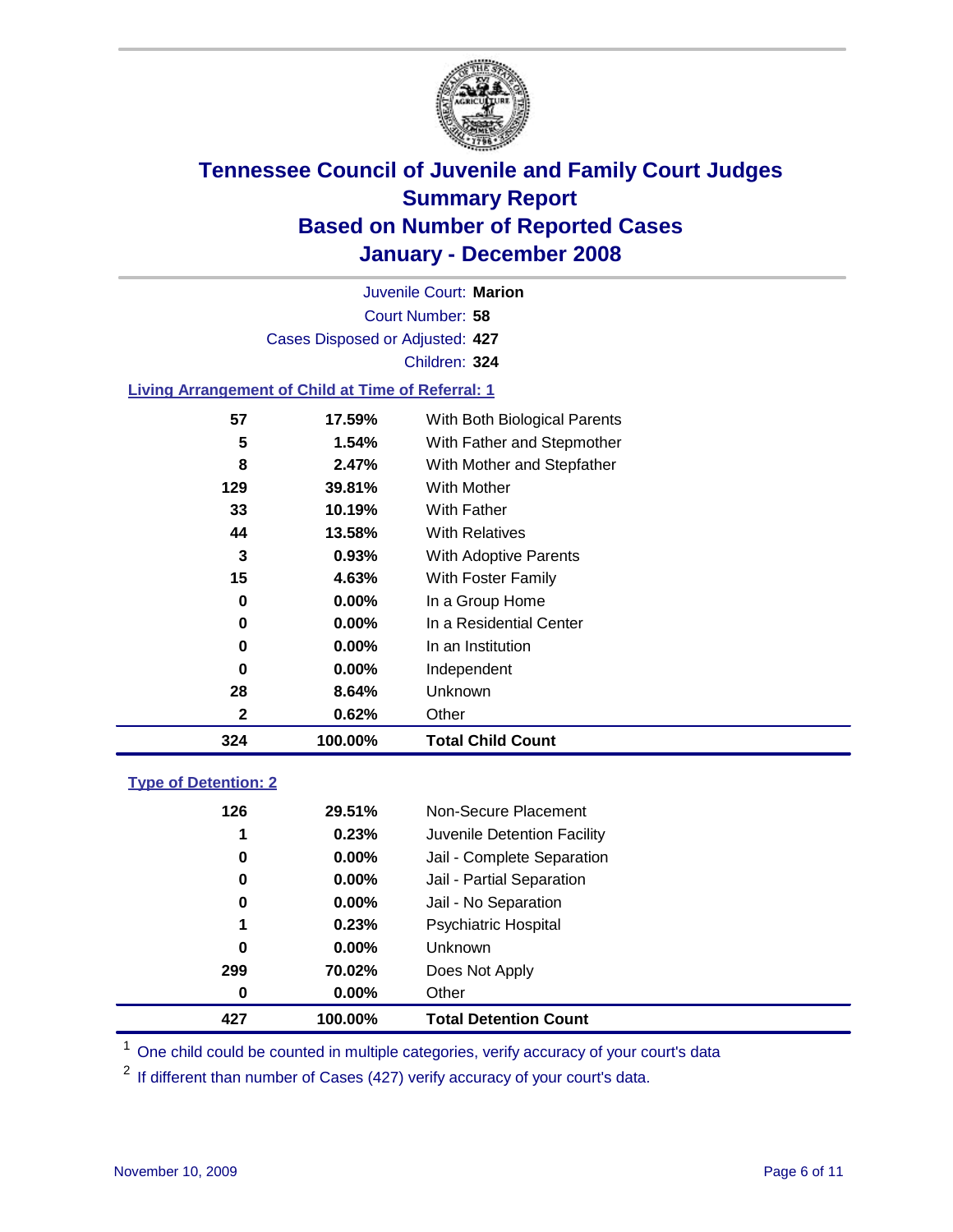# Tennessee Council of Juvenile and Family Court Judges
## Summary Report
## Based on Number of Reported Cases
## January - December 2008

Juvenile Court: **Marion**

Court Number: **58**

Cases Disposed or Adjusted: **427**

Children: **324**

### Living Arrangement of Child at Time of Referral: 1

| | | |
|---|---|---|
| 57 | 17.59% | With Both Biological Parents |
| 5 | 1.54% | With Father and Stepmother |
| 8 | 2.47% | With Mother and Stepfather |
| 129 | 39.81% | With Mother |
| 33 | 10.19% | With Father |
| 44 | 13.58% | With Relatives |
| 3 | 0.93% | With Adoptive Parents |
| 15 | 4.63% | With Foster Family |
| 0 | 0.00% | In a Group Home |
| 0 | 0.00% | In a Residential Center |
| 0 | 0.00% | In an Institution |
| 0 | 0.00% | Independent |
| 28 | 8.64% | Unknown |
| 2 | 0.62% | Other |
| **324** | **100.00%** | **Total Child Count** |

### Type of Detention: 2

| | | |
|---|---|---|
| 126 | 29.51% | Non-Secure Placement |
| 1 | 0.23% | Juvenile Detention Facility |
| 0 | 0.00% | Jail - Complete Separation |
| 0 | 0.00% | Jail - Partial Separation |
| 0 | 0.00% | Jail - No Separation |
| 1 | 0.23% | Psychiatric Hospital |
| 0 | 0.00% | Unknown |
| 299 | 70.02% | Does Not Apply |
| 0 | 0.00% | Other |
| **427** | **100.00%** | **Total Detention Count** |

[1] One child could be counted in multiple categories, verify accuracy of your court's data

[2] If different than number of Cases (427) verify accuracy of your court's data.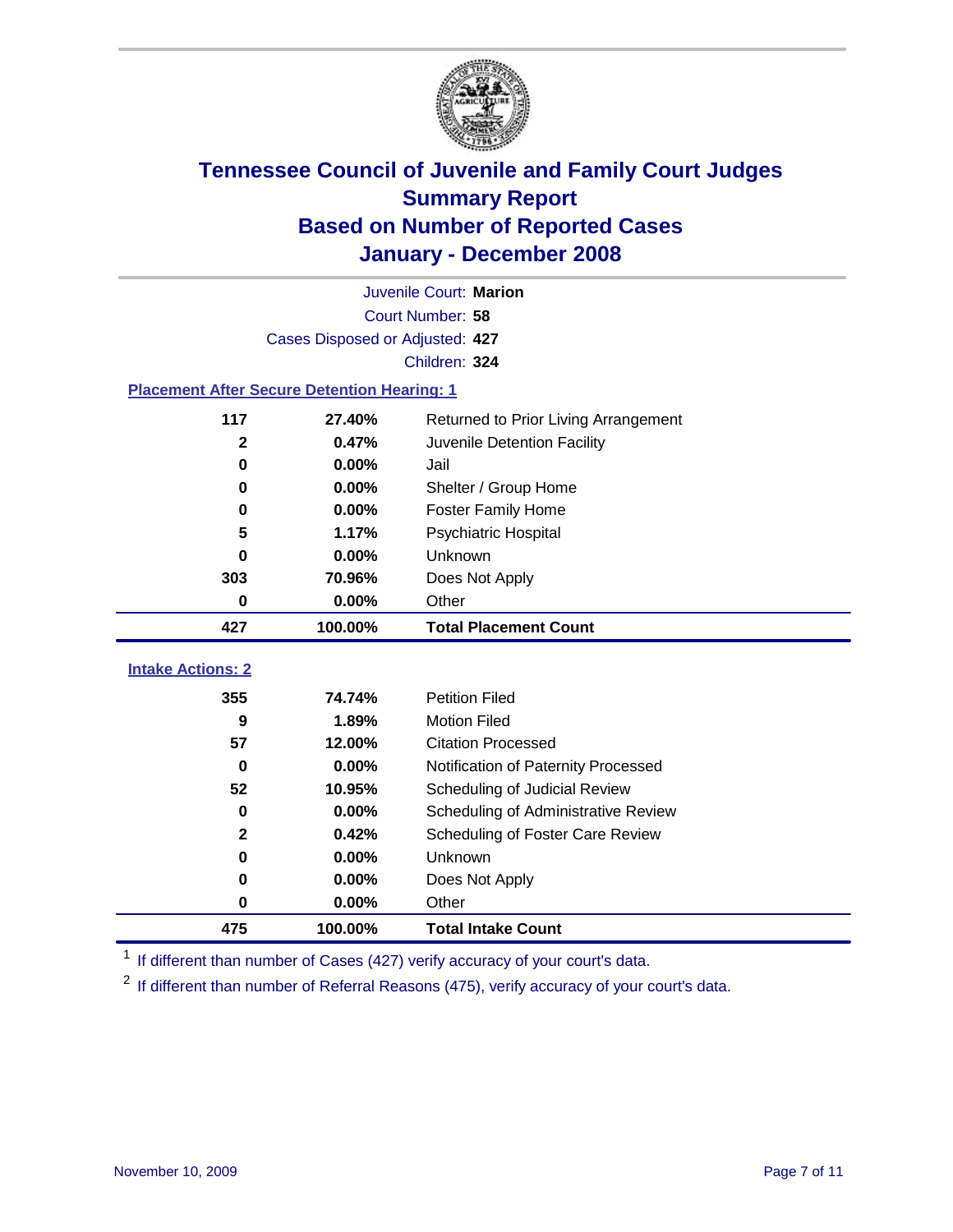# Tennessee Council of Juvenile and Family Court Judges
## Summary Report
## Based on Number of Reported Cases
## January - December 2008

Juvenile Court: **Marion**
Court Number: **58**
Cases Disposed or Adjusted: **427**
Children: **324**

### Placement After Secure Detention Hearing: 1

| | | |
|---|---|---|
| 117 | 27.40% | Returned to Prior Living Arrangement |
| 2 | 0.47% | Juvenile Detention Facility |
| 0 | 0.00% | Jail |
| 0 | 0.00% | Shelter / Group Home |
| 0 | 0.00% | Foster Family Home |
| 5 | 1.17% | Psychiatric Hospital |
| 0 | 0.00% | Unknown |
| 303 | 70.96% | Does Not Apply |
| 0 | 0.00% | Other |
| **427** | **100.00%** | **Total Placement Count** |

### Intake Actions: 2

| | | |
|---|---|---|
| 355 | 74.74% | Petition Filed |
| 9 | 1.89% | Motion Filed |
| 57 | 12.00% | Citation Processed |
| 0 | 0.00% | Notification of Paternity Processed |
| 52 | 10.95% | Scheduling of Judicial Review |
| 0 | 0.00% | Scheduling of Administrative Review |
| 2 | 0.42% | Scheduling of Foster Care Review |
| 0 | 0.00% | Unknown |
| 0 | 0.00% | Does Not Apply |
| 0 | 0.00% | Other |
| **475** | **100.00%** | **Total Intake Count** |

[1] If different than number of Cases (427) verify accuracy of your court's data.

[2] If different than number of Referral Reasons (475), verify accuracy of your court's data.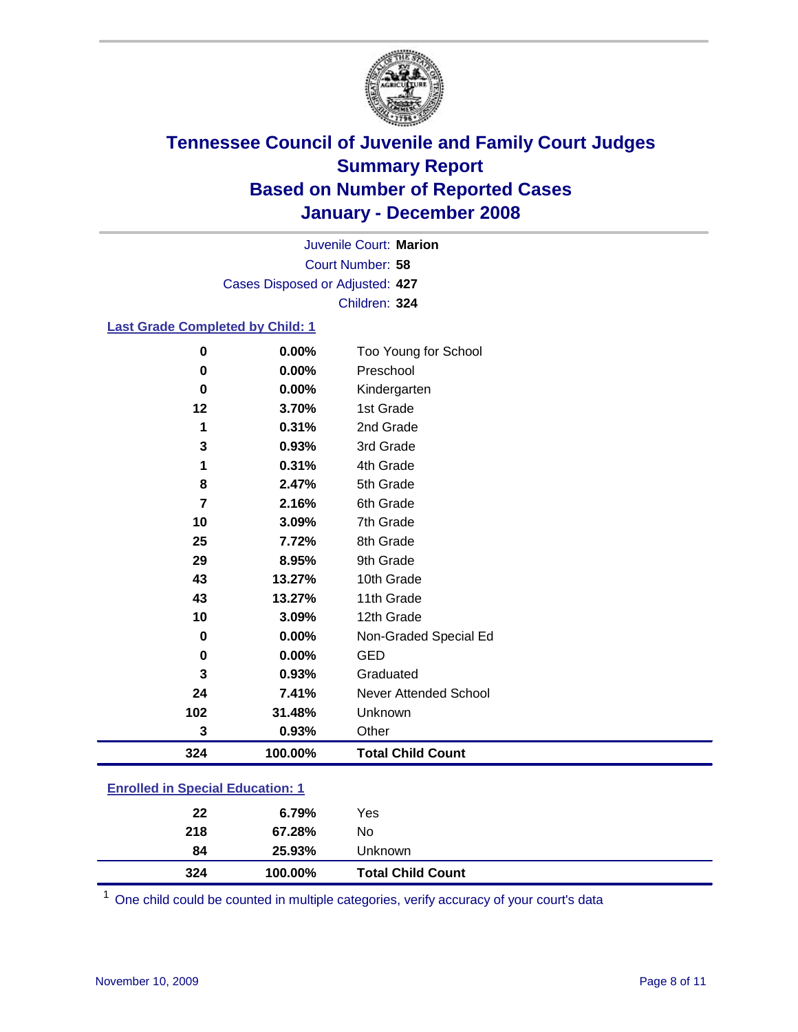# Tennessee Council of Juvenile and Family Court Judges
## Summary Report
## Based on Number of Reported Cases
## January - December 2008

Juvenile Court: **Marion**
Court Number: **58**
Cases Disposed or Adjusted: **427**
Children: **324**

### Last Grade Completed by Child: 1

| Count | Percent | Category |
|---|---|---|
| 0 | 0.00% | Too Young for School |
| 0 | 0.00% | Preschool |
| 0 | 0.00% | Kindergarten |
| 12 | 3.70% | 1st Grade |
| 1 | 0.31% | 2nd Grade |
| 3 | 0.93% | 3rd Grade |
| 1 | 0.31% | 4th Grade |
| 8 | 2.47% | 5th Grade |
| 7 | 2.16% | 6th Grade |
| 10 | 3.09% | 7th Grade |
| 25 | 7.72% | 8th Grade |
| 29 | 8.95% | 9th Grade |
| 43 | 13.27% | 10th Grade |
| 43 | 13.27% | 11th Grade |
| 10 | 3.09% | 12th Grade |
| 0 | 0.00% | Non-Graded Special Ed |
| 0 | 0.00% | GED |
| 3 | 0.93% | Graduated |
| 24 | 7.41% | Never Attended School |
| 102 | 31.48% | Unknown |
| 3 | 0.93% | Other |
| **324** | **100.00%** | **Total Child Count** |

### Enrolled in Special Education: 1

| Count | Percent | Category |
|---|---|---|
| 22 | 6.79% | Yes |
| 218 | 67.28% | No |
| 84 | 25.93% | Unknown |
| **324** | **100.00%** | **Total Child Count** |

[1] One child could be counted in multiple categories, verify accuracy of your court's data

November 10, 2009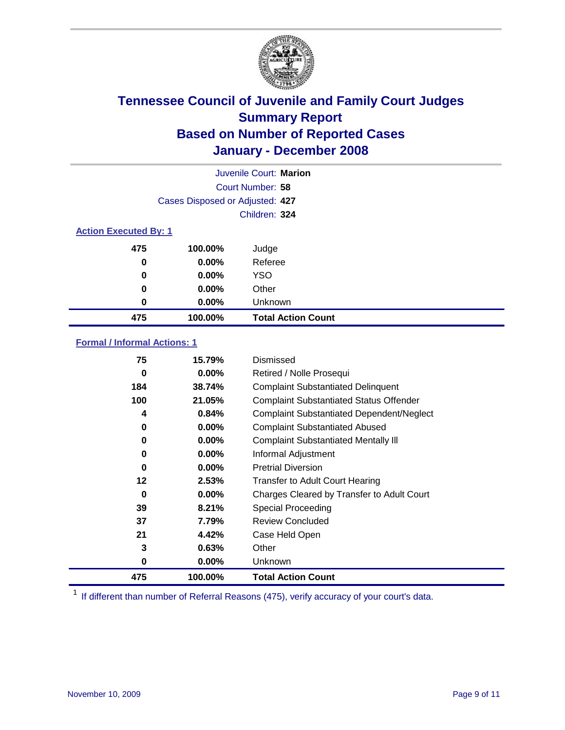# Tennessee Council of Juvenile and Family Court Judges
# Summary Report
# Based on Number of Reported Cases
# January - December 2008

Juvenile Court: **Marion**

Court Number: **58**

Cases Disposed or Adjusted: **427**

Children: **324**

### Action Executed By: 1

| | | |
|---|---|---|
| 475 | 100.00% | Judge |
| 0 | 0.00% | Referee |
| 0 | 0.00% | YSO |
| 0 | 0.00% | Other |
| 0 | 0.00% | Unknown |
| **475** | **100.00%** | **Total Action Count** |

### Formal / Informal Actions: 1

| | | |
|---|---|---|
| 75 | 15.79% | Dismissed |
| 0 | 0.00% | Retired / Nolle Prosequi |
| 184 | 38.74% | Complaint Substantiated Delinquent |
| 100 | 21.05% | Complaint Substantiated Status Offender |
| 4 | 0.84% | Complaint Substantiated Dependent/Neglect |
| 0 | 0.00% | Complaint Substantiated Abused |
| 0 | 0.00% | Complaint Substantiated Mentally Ill |
| 0 | 0.00% | Informal Adjustment |
| 0 | 0.00% | Pretrial Diversion |
| 12 | 2.53% | Transfer to Adult Court Hearing |
| 0 | 0.00% | Charges Cleared by Transfer to Adult Court |
| 39 | 8.21% | Special Proceeding |
| 37 | 7.79% | Review Concluded |
| 21 | 4.42% | Case Held Open |
| 3 | 0.63% | Other |
| 0 | 0.00% | Unknown |
| **475** | **100.00%** | **Total Action Count** |

[1] If different than number of Referral Reasons (475), verify accuracy of your court's data.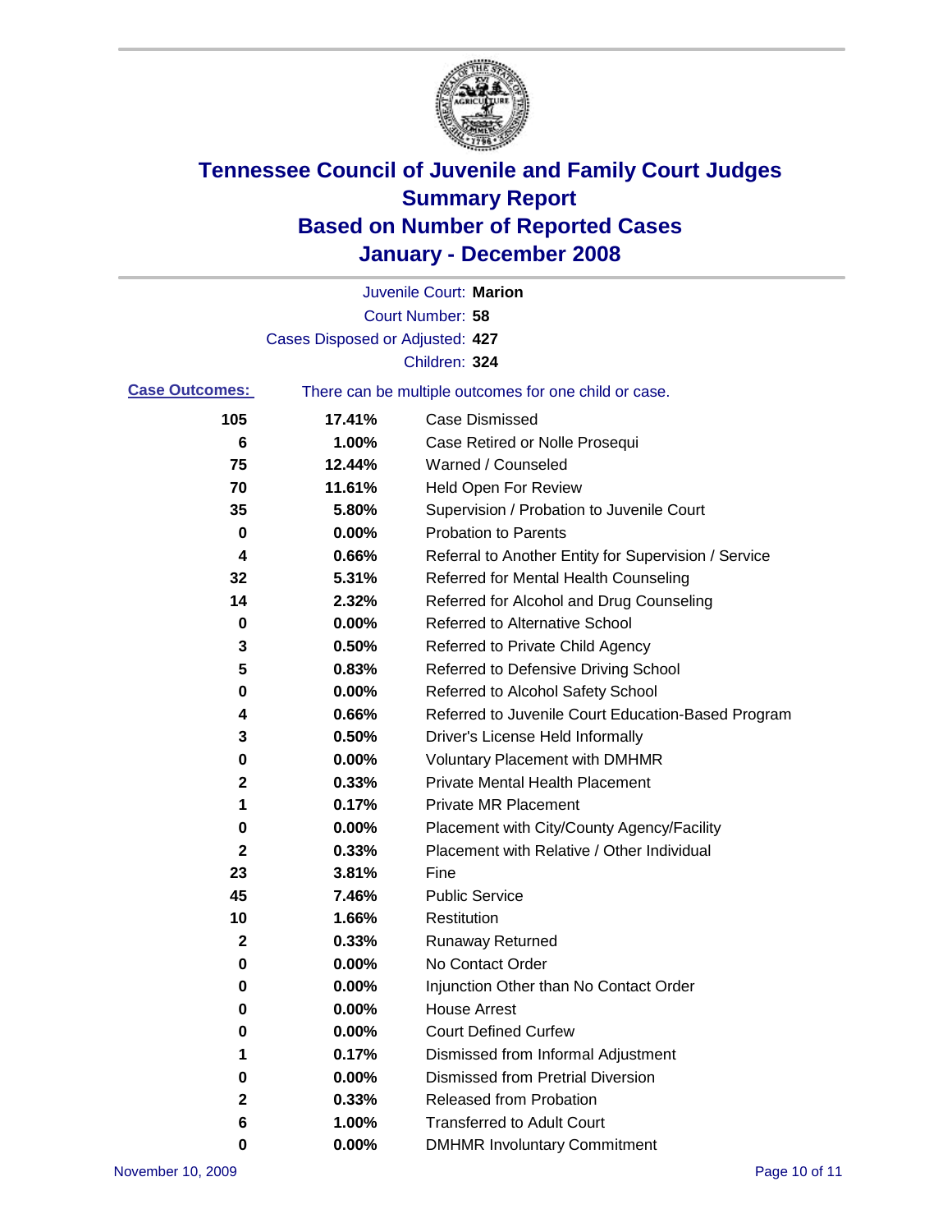# Tennessee Council of Juvenile and Family Court Judges
## Summary Report
## Based on Number of Reported Cases
## January - December 2008

Juvenile Court: **Marion**

Court Number: **58**

Cases Disposed or Adjusted: **427**

Children: **324**

**Case Outcomes:** There can be multiple outcomes for one child or case.

| | | |
|---|---|---|
| **105** | **17.41%** | Case Dismissed |
| **6** | **1.00%** | Case Retired or Nolle Prosequi |
| **75** | **12.44%** | Warned / Counseled |
| **70** | **11.61%** | Held Open For Review |
| **35** | **5.80%** | Supervision / Probation to Juvenile Court |
| **0** | **0.00%** | Probation to Parents |
| **4** | **0.66%** | Referral to Another Entity for Supervision / Service |
| **32** | **5.31%** | Referred for Mental Health Counseling |
| **14** | **2.32%** | Referred for Alcohol and Drug Counseling |
| **0** | **0.00%** | Referred to Alternative School |
| **3** | **0.50%** | Referred to Private Child Agency |
| **5** | **0.83%** | Referred to Defensive Driving School |
| **0** | **0.00%** | Referred to Alcohol Safety School |
| **4** | **0.66%** | Referred to Juvenile Court Education-Based Program |
| **3** | **0.50%** | Driver's License Held Informally |
| **0** | **0.00%** | Voluntary Placement with DMHMR |
| **2** | **0.33%** | Private Mental Health Placement |
| **1** | **0.17%** | Private MR Placement |
| **0** | **0.00%** | Placement with City/County Agency/Facility |
| **2** | **0.33%** | Placement with Relative / Other Individual |
| **23** | **3.81%** | Fine |
| **45** | **7.46%** | Public Service |
| **10** | **1.66%** | Restitution |
| **2** | **0.33%** | Runaway Returned |
| **0** | **0.00%** | No Contact Order |
| **0** | **0.00%** | Injunction Other than No Contact Order |
| **0** | **0.00%** | House Arrest |
| **0** | **0.00%** | Court Defined Curfew |
| **1** | **0.17%** | Dismissed from Informal Adjustment |
| **0** | **0.00%** | Dismissed from Pretrial Diversion |
| **2** | **0.33%** | Released from Probation |
| **6** | **1.00%** | Transferred to Adult Court |
| **0** | **0.00%** | DMHMR Involuntary Commitment |

November 10, 2009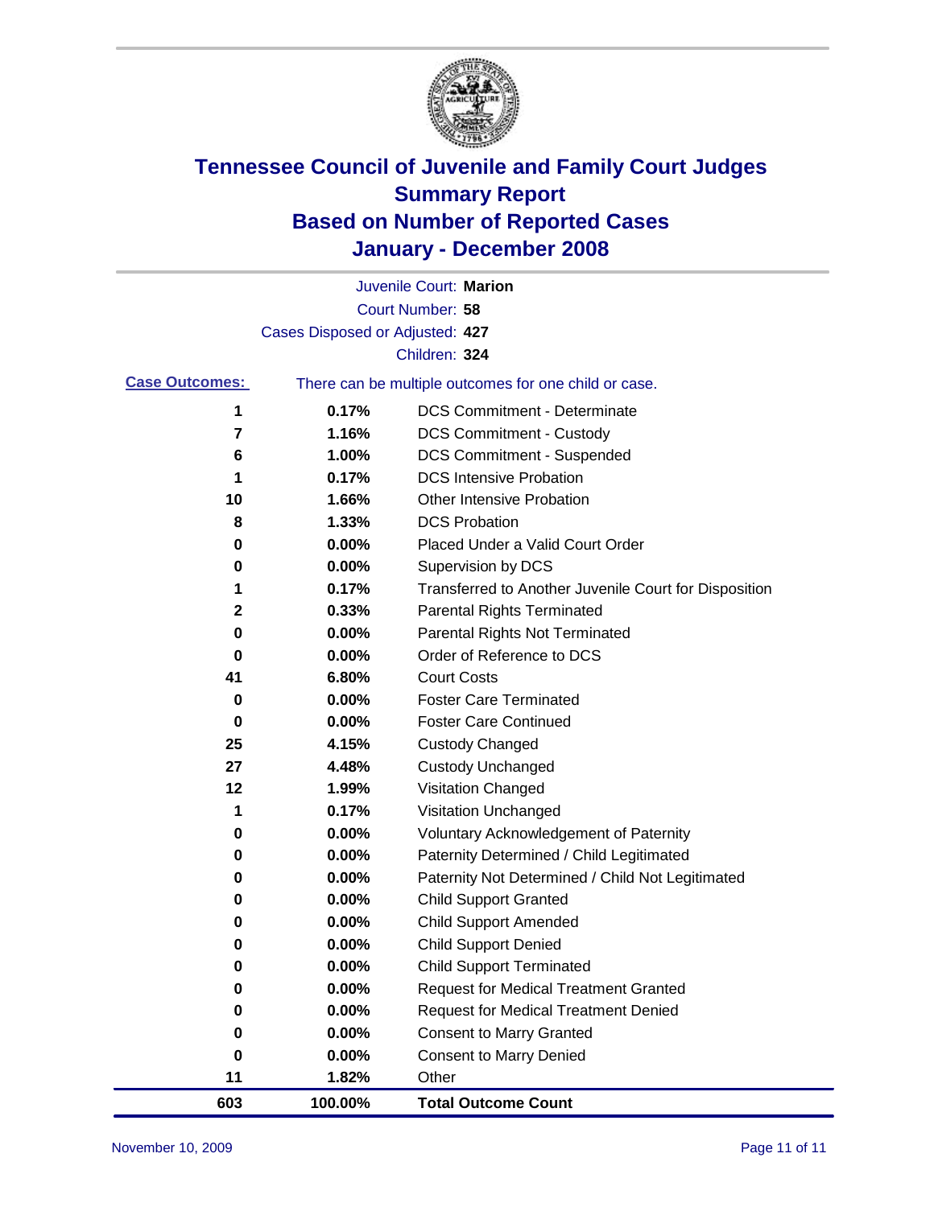# Tennessee Council of Juvenile and Family Court Judges
## Summary Report
## Based on Number of Reported Cases
## January - December 2008

Juvenile Court: **Marion**

Court Number: **58**

Cases Disposed or Adjusted: **427**

Children: **324**

**Case Outcomes:** There can be multiple outcomes for one child or case.

| | | |
|---|---|---|
| 1 | 0.17% | DCS Commitment - Determinate |
| 7 | 1.16% | DCS Commitment - Custody |
| 6 | 1.00% | DCS Commitment - Suspended |
| 1 | 0.17% | DCS Intensive Probation |
| 10 | 1.66% | Other Intensive Probation |
| 8 | 1.33% | DCS Probation |
| 0 | 0.00% | Placed Under a Valid Court Order |
| 0 | 0.00% | Supervision by DCS |
| 1 | 0.17% | Transferred to Another Juvenile Court for Disposition |
| 2 | 0.33% | Parental Rights Terminated |
| 0 | 0.00% | Parental Rights Not Terminated |
| 0 | 0.00% | Order of Reference to DCS |
| 41 | 6.80% | Court Costs |
| 0 | 0.00% | Foster Care Terminated |
| 0 | 0.00% | Foster Care Continued |
| 25 | 4.15% | Custody Changed |
| 27 | 4.48% | Custody Unchanged |
| 12 | 1.99% | Visitation Changed |
| 1 | 0.17% | Visitation Unchanged |
| 0 | 0.00% | Voluntary Acknowledgement of Paternity |
| 0 | 0.00% | Paternity Determined / Child Legitimated |
| 0 | 0.00% | Paternity Not Determined / Child Not Legitimated |
| 0 | 0.00% | Child Support Granted |
| 0 | 0.00% | Child Support Amended |
| 0 | 0.00% | Child Support Denied |
| 0 | 0.00% | Child Support Terminated |
| 0 | 0.00% | Request for Medical Treatment Granted |
| 0 | 0.00% | Request for Medical Treatment Denied |
| 0 | 0.00% | Consent to Marry Granted |
| 0 | 0.00% | Consent to Marry Denied |
| 11 | 1.82% | Other |
| **603** | **100.00%** | **Total Outcome Count** |